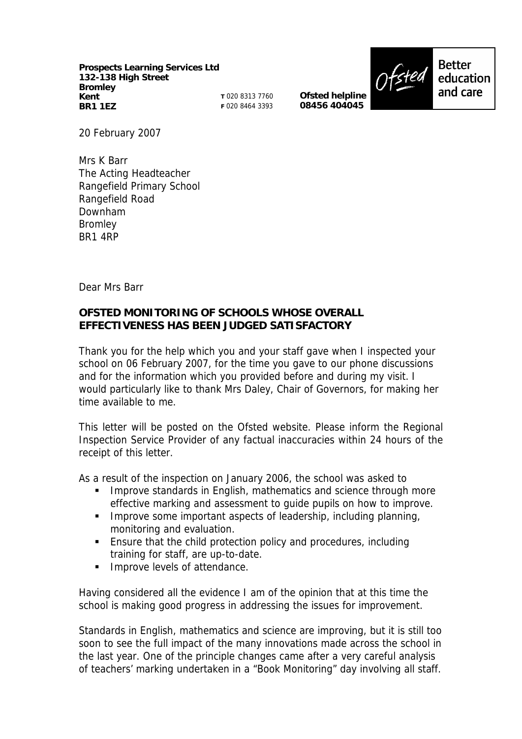**Prospects Learning Services Ltd**
**132-138 High Street**
**Bromley**
**Kent**
**BR1 1EZ**

**T** 020 8313 7760
**F** 020 8464 3393

**Ofsted helpline**
**08456 404045**

Ofsted Better education and care

20 February 2007

Mrs K Barr
The Acting Headteacher
Rangefield Primary School
Rangefield Road
Downham
Bromley
BR1 4RP

Dear Mrs Barr

**OFSTED MONITORING OF SCHOOLS WHOSE OVERALL EFFECTIVENESS HAS BEEN JUDGED SATISFACTORY**

Thank you for the help which you and your staff gave when I inspected your school on 06 February 2007, for the time you gave to our phone discussions and for the information which you provided before and during my visit. I would particularly like to thank Mrs Daley, Chair of Governors, for making her time available to me.

This letter will be posted on the Ofsted website. Please inform the Regional Inspection Service Provider of any factual inaccuracies within 24 hours of the receipt of this letter.

As a result of the inspection on January 2006, the school was asked to

- Improve standards in English, mathematics and science through more effective marking and assessment to guide pupils on how to improve.
- Improve some important aspects of leadership, including planning, monitoring and evaluation.
- Ensure that the child protection policy and procedures, including training for staff, are up-to-date.
- Improve levels of attendance.

Having considered all the evidence I am of the opinion that at this time the school is making good progress in addressing the issues for improvement.

Standards in English, mathematics and science are improving, but it is still too soon to see the full impact of the many innovations made across the school in the last year. One of the principle changes came after a very careful analysis of teachers' marking undertaken in a "Book Monitoring" day involving all staff.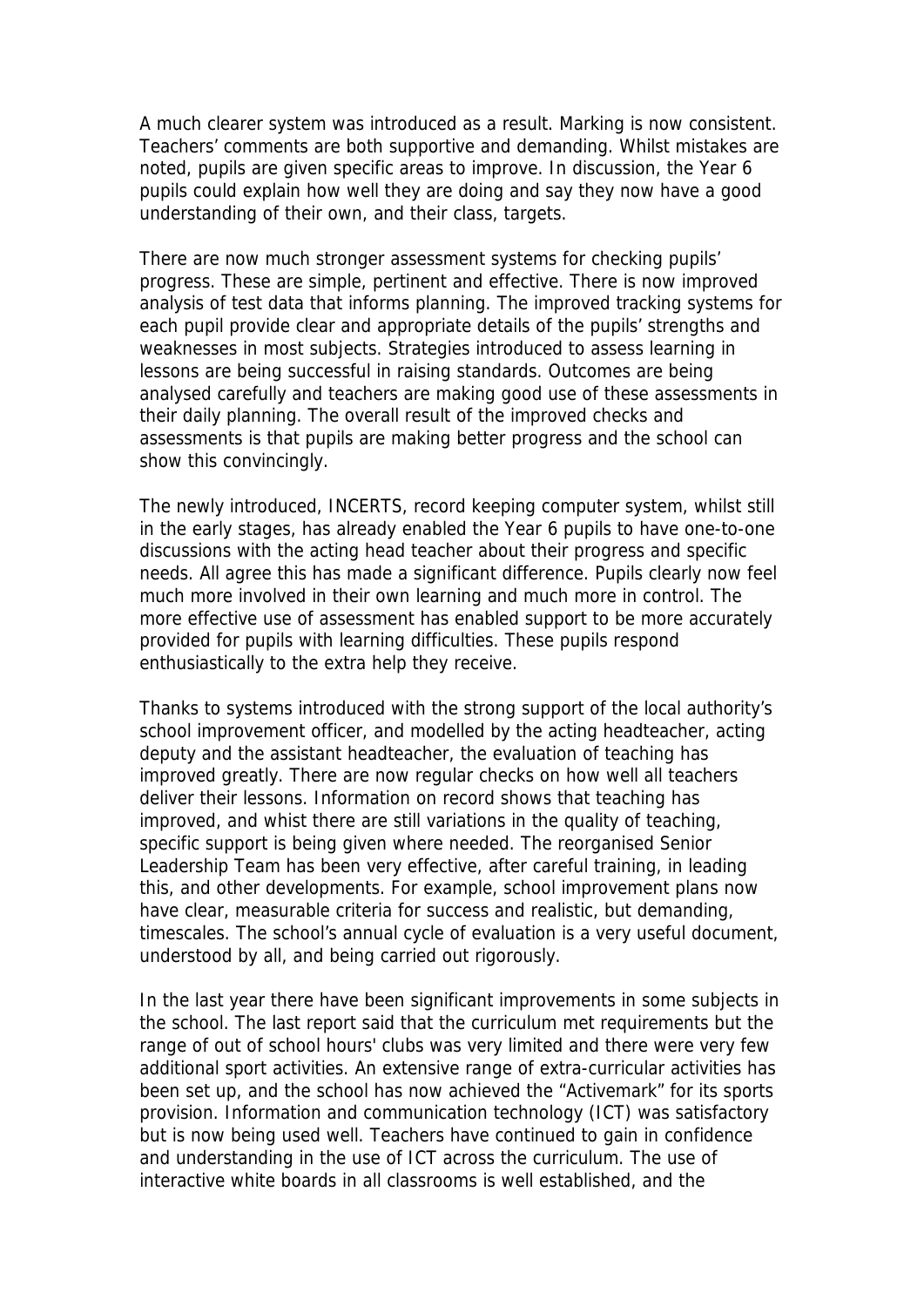A much clearer system was introduced as a result. Marking is now consistent. Teachers' comments are both supportive and demanding. Whilst mistakes are noted, pupils are given specific areas to improve. In discussion, the Year 6 pupils could explain how well they are doing and say they now have a good understanding of their own, and their class, targets.

There are now much stronger assessment systems for checking pupils' progress. These are simple, pertinent and effective. There is now improved analysis of test data that informs planning. The improved tracking systems for each pupil provide clear and appropriate details of the pupils' strengths and weaknesses in most subjects. Strategies introduced to assess learning in lessons are being successful in raising standards. Outcomes are being analysed carefully and teachers are making good use of these assessments in their daily planning. The overall result of the improved checks and assessments is that pupils are making better progress and the school can show this convincingly.

The newly introduced, INCERTS, record keeping computer system, whilst still in the early stages, has already enabled the Year 6 pupils to have one-to-one discussions with the acting head teacher about their progress and specific needs. All agree this has made a significant difference. Pupils clearly now feel much more involved in their own learning and much more in control. The more effective use of assessment has enabled support to be more accurately provided for pupils with learning difficulties. These pupils respond enthusiastically to the extra help they receive.

Thanks to systems introduced with the strong support of the local authority's school improvement officer, and modelled by the acting headteacher, acting deputy and the assistant headteacher, the evaluation of teaching has improved greatly. There are now regular checks on how well all teachers deliver their lessons. Information on record shows that teaching has improved, and whist there are still variations in the quality of teaching, specific support is being given where needed. The reorganised Senior Leadership Team has been very effective, after careful training, in leading this, and other developments. For example, school improvement plans now have clear, measurable criteria for success and realistic, but demanding, timescales. The school's annual cycle of evaluation is a very useful document, understood by all, and being carried out rigorously.

In the last year there have been significant improvements in some subjects in the school. The last report said that the curriculum met requirements but the range of out of school hours' clubs was very limited and there were very few additional sport activities. An extensive range of extra-curricular activities has been set up, and the school has now achieved the "Activemark" for its sports provision. Information and communication technology (ICT) was satisfactory but is now being used well. Teachers have continued to gain in confidence and understanding in the use of ICT across the curriculum. The use of interactive white boards in all classrooms is well established, and the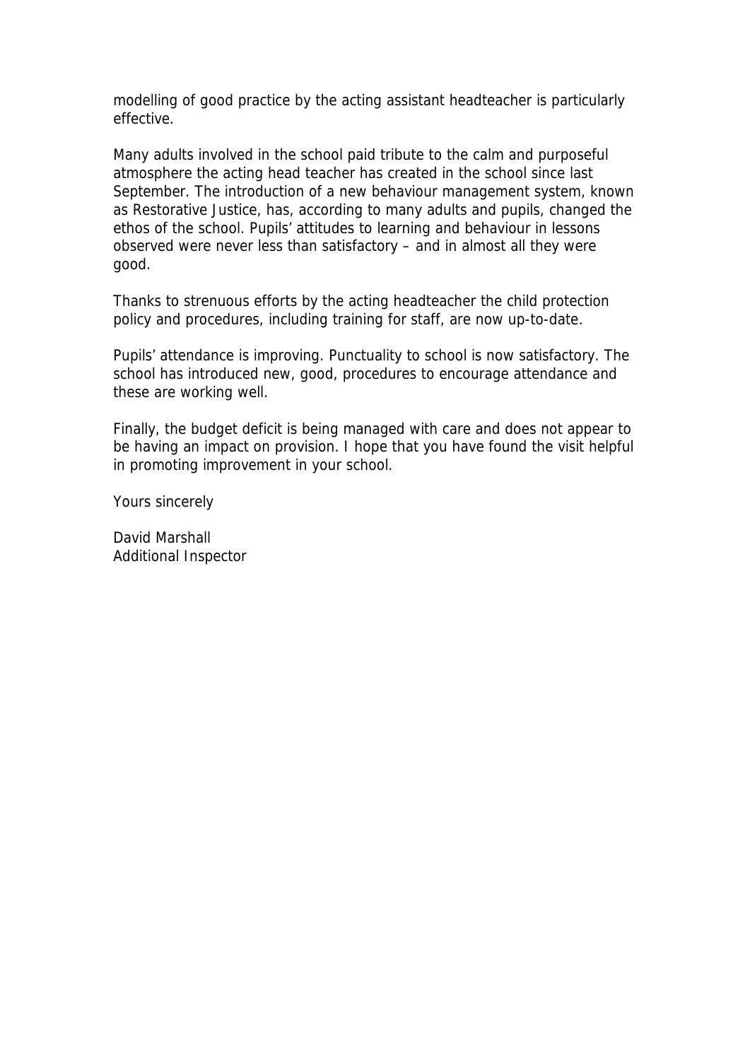modelling of good practice by the acting assistant headteacher is particularly effective.

Many adults involved in the school paid tribute to the calm and purposeful atmosphere the acting head teacher has created in the school since last September. The introduction of a new behaviour management system, known as Restorative Justice, has, according to many adults and pupils, changed the ethos of the school. Pupils' attitudes to learning and behaviour in lessons observed were never less than satisfactory – and in almost all they were good.

Thanks to strenuous efforts by the acting headteacher the child protection policy and procedures, including training for staff, are now up-to-date.

Pupils' attendance is improving. Punctuality to school is now satisfactory. The school has introduced new, good, procedures to encourage attendance and these are working well.

Finally, the budget deficit is being managed with care and does not appear to be having an impact on provision. I hope that you have found the visit helpful in promoting improvement in your school.

Yours sincerely

David Marshall
Additional Inspector